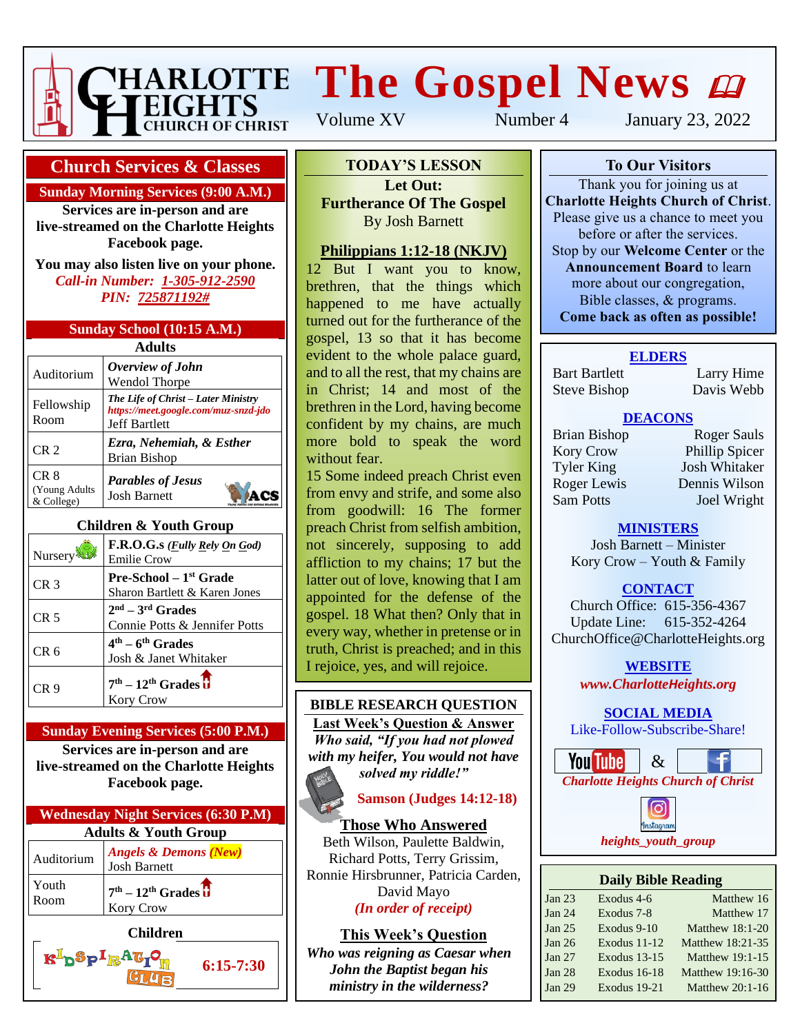# The Gospel News

Charlotte Heights Church of Christ

Volume XV | Number 4 | January 23, 2022

## Church Services & Classes

### Sunday Morning Services (9:00 A.M.)

**Services are in-person and are live-streamed on the Charlotte Heights Facebook page.**

**You may also listen live on your phone.**
*Call-in Number: 1-305-912-2590*
*PIN: 725871192#*

### Sunday School (10:15 A.M.)

**Adults**

| | |
|---|---|
| Auditorium | *Overview of John* Wendol Thorpe |
| Fellowship Room | *The Life of Christ – Later Ministry* https://meet.google.com/muz-snzd-jdo Jeff Bartlett |
| CR 2 | *Ezra, Nehemiah, & Esther* Brian Bishop |
| CR 8 (Young Adults & College) | *Parables of Jesus* Josh Barnett |

**Children & Youth Group**

| | |
|---|---|
| Nursery | **F.R.O.G.s** *(Fully Rely On God)* Emilie Crow |
| CR 3 | **Pre-School – 1st Grade** Sharon Bartlett & Karen Jones |
| CR 5 | **2nd – 3rd Grades** Connie Potts & Jennifer Potts |
| CR 6 | **4th – 6th Grades** Josh & Janet Whitaker |
| CR 9 | **7th – 12th Grades** Kory Crow |

### Sunday Evening Services (5:00 P.M.)

**Services are in-person and are live-streamed on the Charlotte Heights Facebook page.**

### Wednesday Night Services (6:30 P.M)

**Adults & Youth Group**

| | |
|---|---|
| Auditorium | *Angels & Demons (New)* Josh Barnett |
| Youth Room | **7th – 12th Grades** Kory Crow |

**Children**

KidSpiration Club 6:15-7:30

## TODAY'S LESSON

**Let Out: Furtherance Of The Gospel**
By Josh Barnett

**Philippians 1:12-18 (NKJV)**

12 But I want you to know, brethren, that the things which happened to me have actually turned out for the furtherance of the gospel, 13 so that it has become evident to the whole palace guard, and to all the rest, that my chains are in Christ; 14 and most of the brethren in the Lord, having become confident by my chains, are much more bold to speak the word without fear.
15 Some indeed preach Christ even from envy and strife, and some also from goodwill: 16 The former preach Christ from selfish ambition, not sincerely, supposing to add affliction to my chains; 17 but the latter out of love, knowing that I am appointed for the defense of the gospel. 18 What then? Only that in every way, whether in pretense or in truth, Christ is preached; and in this I rejoice, yes, and will rejoice.

## BIBLE RESEARCH QUESTION

**Last Week's Question & Answer**

*Who said, "If you had not plowed with my heifer, You would not have solved my riddle!"*

**Samson (Judges 14:12-18)**

**Those Who Answered**

Beth Wilson, Paulette Baldwin, Richard Potts, Terry Grissim, Ronnie Hirsbrunner, Patricia Carden, David Mayo
*(In order of receipt)*

**This Week's Question**

*Who was reigning as Caesar when John the Baptist began his ministry in the wilderness?*

## To Our Visitors

Thank you for joining us at **Charlotte Heights Church of Christ**. Please give us a chance to meet you before or after the services. Stop by our **Welcome Center** or the **Announcement Board** to learn more about our congregation, Bible classes, & programs.
**Come back as often as possible!**

### ELDERS

Bart Bartlett, Larry Hime, Steve Bishop, Davis Webb

### DEACONS

Brian Bishop, Roger Sauls, Kory Crow, Phillip Spicer, Tyler King, Josh Whitaker, Roger Lewis, Dennis Wilson, Sam Potts, Joel Wright

### MINISTERS

Josh Barnett – Minister
Kory Crow – Youth & Family

### CONTACT

Church Office: 615-356-4367
Update Line: 615-352-4264
ChurchOffice@CharlotteHeights.org

### WEBSITE

*www.CharlotteHeights.org*

### SOCIAL MEDIA

Like-Follow-Subscribe-Share!

YouTube & Facebook
*Charlotte Heights Church of Christ*

Instagram
*heights_youth_group*

### Daily Bible Reading

| | | |
|---|---|---|
| Jan 23 | Exodus 4-6 | Matthew 16 |
| Jan 24 | Exodus 7-8 | Matthew 17 |
| Jan 25 | Exodus 9-10 | Matthew 18:1-20 |
| Jan 26 | Exodus 11-12 | Matthew 18:21-35 |
| Jan 27 | Exodus 13-15 | Matthew 19:1-15 |
| Jan 28 | Exodus 16-18 | Matthew 19:16-30 |
| Jan 29 | Exodus 19-21 | Matthew 20:1-16 |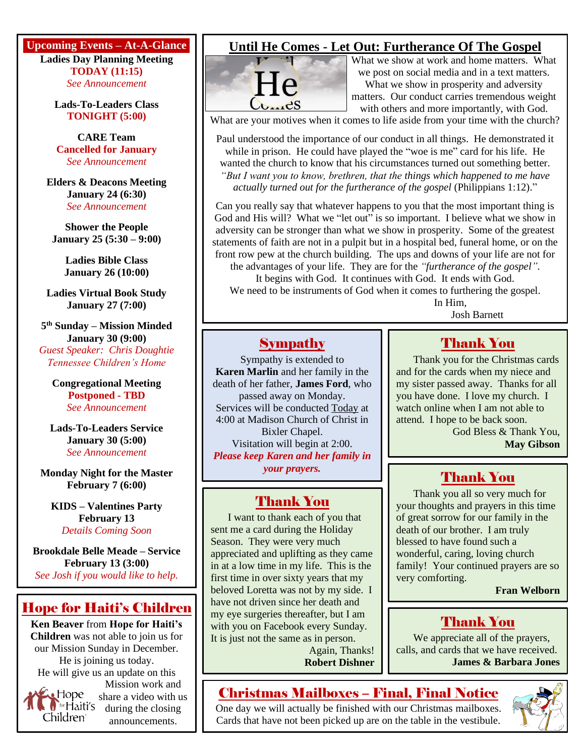## Upcoming Events – At-A-Glance

**Ladies Day Planning Meeting**
**TODAY (11:15)**
*See Announcement*

**Lads-To-Leaders Class**
**TONIGHT (5:00)**

**CARE Team**
**Cancelled for January**
*See Announcement*

**Elders & Deacons Meeting**
**January 24 (6:30)**
*See Announcement*

**Shower the People**
**January 25 (5:30 – 9:00)**

**Ladies Bible Class**
**January 26 (10:00)**

**Ladies Virtual Book Study**
**January 27 (7:00)**

**5th Sunday – Mission Minded**
**January 30 (9:00)**
*Guest Speaker: Chris Doughtie*
*Tennessee Children's Home*

**Congregational Meeting**
**Postponed - TBD**
*See Announcement*

**Lads-To-Leaders Service**
**January 30 (5:00)**
*See Announcement*

**Monday Night for the Master**
**February 7 (6:00)**

**KIDS – Valentines Party**
**February 13**
*Details Coming Soon*

**Brookdale Belle Meade – Service**
**February 13 (3:00)**
*See Josh if you would like to help.*

## Hope for Haiti's Children

**Ken Beaver** from **Hope for Haiti's Children** was not able to join us for our Mission Sunday in December. He is joining us today. He will give us an update on this Mission work and share a video with us during the closing announcements.

## Until He Comes - Let Out: Furtherance Of The Gospel

What we show at work and home matters. What we post on social media and in a text matters. What we show in prosperity and adversity matters. Our conduct carries tremendous weight with others and more importantly, with God. What are your motives when it comes to life aside from your time with the church?

Paul understood the importance of our conduct in all things. He demonstrated it while in prison. He could have played the "woe is me" card for his life. He wanted the church to know that his circumstances turned out something better. *"But I want you to know, brethren, that the things which happened to me have actually turned out for the furtherance of the gospel* (Philippians 1:12)."

Can you really say that whatever happens to you that the most important thing is God and His will? What we "let out" is so important. I believe what we show in adversity can be stronger than what we show in prosperity. Some of the greatest statements of faith are not in a pulpit but in a hospital bed, funeral home, or on the front row pew at the church building. The ups and downs of your life are not for the advantages of your life. They are for the *"furtherance of the gospel"*. It begins with God. It continues with God. It ends with God. We need to be instruments of God when it comes to furthering the gospel.

In Him,
Josh Barnett

## Sympathy

Sympathy is extended to **Karen Marlin** and her family in the death of her father, **James Ford**, who passed away on Monday. Services will be conducted Today at 4:00 at Madison Church of Christ in Bixler Chapel. Visitation will begin at 2:00.

***Please keep Karen and her family in your prayers.***

## Thank You

I want to thank each of you that sent me a card during the Holiday Season. They were very much appreciated and uplifting as they came in at a low time in my life. This is the first time in over sixty years that my beloved Loretta was not by my side. I have not driven since her death and my eye surgeries thereafter, but I am with you on Facebook every Sunday. It is just not the same as in person.

Again, Thanks!
**Robert Dishner**

## Thank You

Thank you for the Christmas cards and for the cards when my niece and my sister passed away. Thanks for all you have done. I love my church. I watch online when I am not able to attend. I hope to be back soon.

God Bless & Thank You,
**May Gibson**

## Thank You

Thank you all so very much for your thoughts and prayers in this time of great sorrow for our family in the death of our brother. I am truly blessed to have found such a wonderful, caring, loving church family! Your continued prayers are so very comforting.

**Fran Welborn**

## Thank You

We appreciate all of the prayers, calls, and cards that we have received.
**James & Barbara Jones**

## Christmas Mailboxes – Final, Final Notice

One day we will actually be finished with our Christmas mailboxes. Cards that have not been picked up are on the table in the vestibule.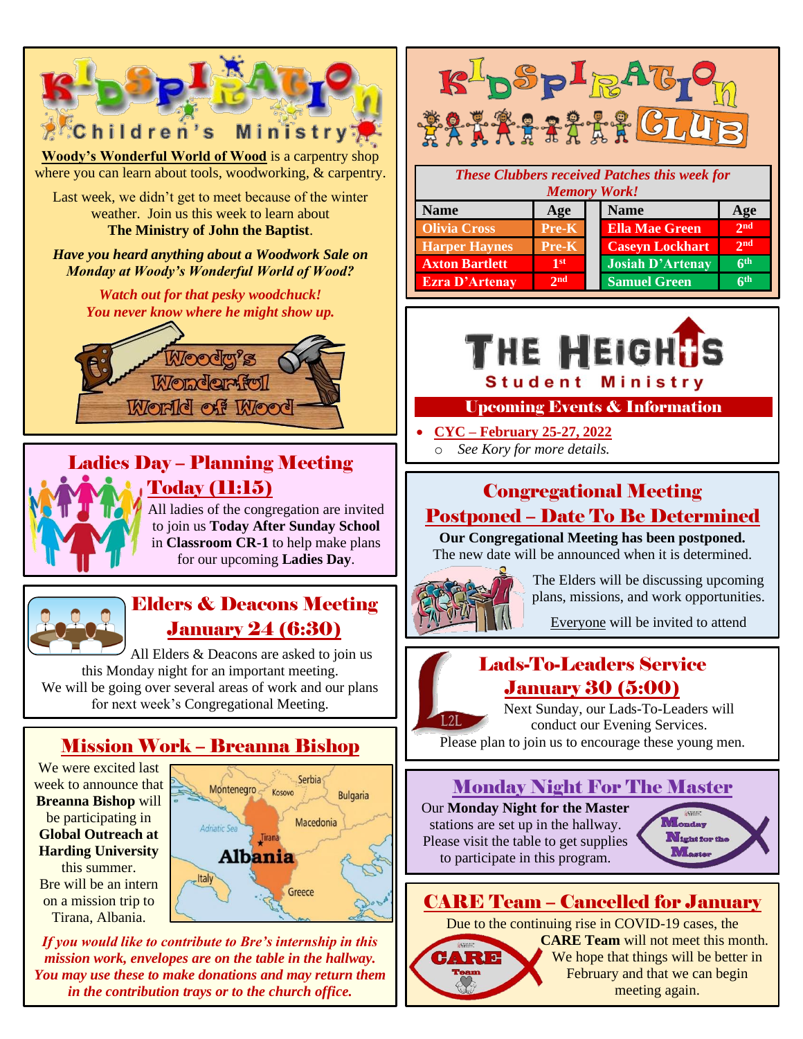# Kidspiration Children's Ministry

**Woody's Wonderful World of Wood** is a carpentry shop where you can learn about tools, woodworking, & carpentry.

Last week, we didn't get to meet because of the winter weather. Join us this week to learn about **The Ministry of John the Baptist**.

***Have you heard anything about a Woodwork Sale on Monday at Woody's Wonderful World of Wood?***

*Watch out for that pesky woodchuck! You never know where he might show up.*

Woody's Wonderful World of Wood

## Ladies Day – Planning Meeting Today (11:15)

All ladies of the congregation are invited to join us **Today After Sunday School** in **Classroom CR-1** to help make plans for our upcoming **Ladies Day**.

## Elders & Deacons Meeting January 24 (6:30)

All Elders & Deacons are asked to join us this Monday night for an important meeting. We will be going over several areas of work and our plans for next week's Congregational Meeting.

## Mission Work – Breanna Bishop

We were excited last week to announce that **Breanna Bishop** will be participating in **Global Outreach at Harding University** this summer. Bre will be an intern on a mission trip to Tirana, Albania.

Serbia
Montenegro
Kosovo
Bulgaria
Macedonia
Adriatic Sea
Tirana
Albania
Italy
Greece

***If you would like to contribute to Bre's internship in this mission work, envelopes are on the table in the hallway. You may use these to make donations and may return them in the contribution trays or to the church office.***

# Kidspiration Club

*These Clubbers received Patches this week for Memory Work!*

| Name | Age | Name | Age |
|---|---|---|---|
| Olivia Cross | Pre-K | Ella Mae Green | 2nd |
| Harper Haynes | Pre-K | Caseyn Lockhart | 2nd |
| Axton Bartlett | 1st | Josiah D'Artenay | 6th |
| Ezra D'Artenay | 2nd | Samuel Green | 6th |

# The Heights Student Ministry

## Upcoming Events & Information

- **CYC – February 25-27, 2022**
  - *See Kory for more details.*

## Congregational Meeting Postponed – Date To Be Determined

**Our Congregational Meeting has been postponed.** The new date will be announced when it is determined.

The Elders will be discussing upcoming plans, missions, and work opportunities.

Everyone will be invited to attend

## Lads-To-Leaders Service January 30 (5:00)

L2L

Next Sunday, our Lads-To-Leaders will conduct our Evening Services. Please plan to join us to encourage these young men.

## Monday Night For The Master

Our **Monday Night for the Master** stations are set up in the hallway. Please visit the table to get supplies to participate in this program.

## CARE Team – Cancelled for January

Due to the continuing rise in COVID-19 cases, the **CARE Team** will not meet this month. We hope that things will be better in February and that we can begin meeting again.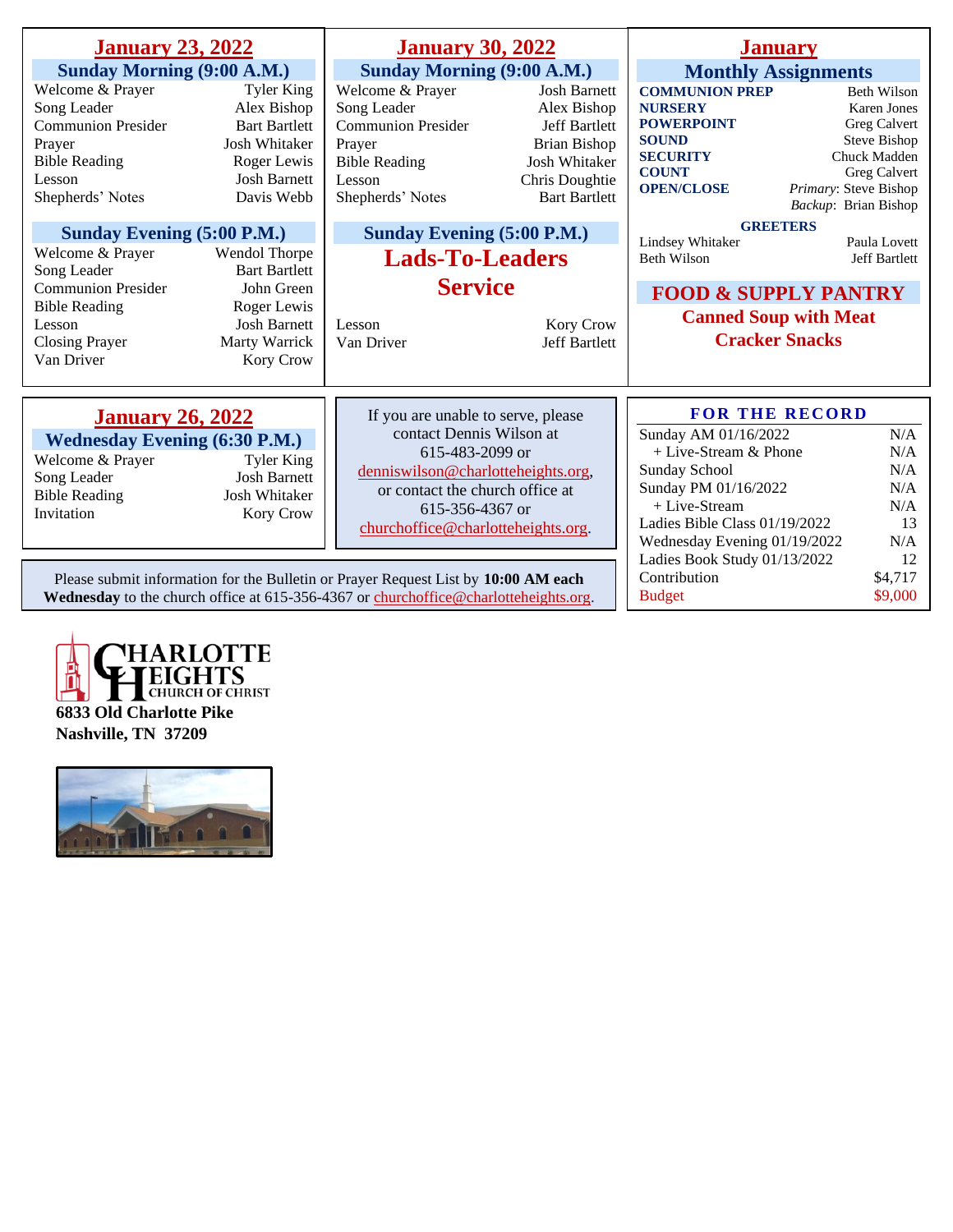## January 23, 2022

### Sunday Morning (9:00 A.M.)

| | |
|---|---|
| Welcome & Prayer | Tyler King |
| Song Leader | Alex Bishop |
| Communion Presider | Bart Bartlett |
| Prayer | Josh Whitaker |
| Bible Reading | Roger Lewis |
| Lesson | Josh Barnett |
| Shepherds' Notes | Davis Webb |

### Sunday Evening (5:00 P.M.)

| | |
|---|---|
| Welcome & Prayer | Wendol Thorpe |
| Song Leader | Bart Bartlett |
| Communion Presider | John Green |
| Bible Reading | Roger Lewis |
| Lesson | Josh Barnett |
| Closing Prayer | Marty Warrick |
| Van Driver | Kory Crow |

## January 30, 2022

### Sunday Morning (9:00 A.M.)

| | |
|---|---|
| Welcome & Prayer | Josh Barnett |
| Song Leader | Alex Bishop |
| Communion Presider | Jeff Bartlett |
| Prayer | Brian Bishop |
| Bible Reading | Josh Whitaker |
| Lesson | Chris Doughtie |
| Shepherds' Notes | Bart Bartlett |

### Sunday Evening (5:00 P.M.)

**Lads-To-Leaders Service**

| | |
|---|---|
| Lesson | Kory Crow |
| Van Driver | Jeff Bartlett |

## January

### Monthly Assignments

| | |
|---|---|
| **COMMUNION PREP** | Beth Wilson |
| **NURSERY** | Karen Jones |
| **POWERPOINT** | Greg Calvert |
| **SOUND** | Steve Bishop |
| **SECURITY** | Chuck Madden |
| **COUNT** | Greg Calvert |
| **OPEN/CLOSE** | *Primary*: Steve Bishop |
| | *Backup*: Brian Bishop |

**GREETERS**

| | |
|---|---|
| Lindsey Whitaker | Paula Lovett |
| Beth Wilson | Jeff Bartlett |

### FOOD & SUPPLY PANTRY

**Canned Soup with Meat**

**Cracker Snacks**

## January 26, 2022

### Wednesday Evening (6:30 P.M.)

| | |
|---|---|
| Welcome & Prayer | Tyler King |
| Song Leader | Josh Barnett |
| Bible Reading | Josh Whitaker |
| Invitation | Kory Crow |

If you are unable to serve, please contact Dennis Wilson at 615-483-2099 or denniswilson@charlotteheights.org, or contact the church office at 615-356-4367 or churchoffice@charlotteheights.org.

Please submit information for the Bulletin or Prayer Request List by **10:00 AM each Wednesday** to the church office at 615-356-4367 or churchoffice@charlotteheights.org.

### FOR THE RECORD

| | |
|---|---|
| Sunday AM 01/16/2022 | N/A |
| + Live-Stream & Phone | N/A |
| Sunday School | N/A |
| Sunday PM 01/16/2022 | N/A |
| + Live-Stream | N/A |
| Ladies Bible Class 01/19/2022 | 13 |
| Wednesday Evening 01/19/2022 | N/A |
| Ladies Book Study 01/13/2022 | 12 |
| Contribution | $4,717 |
| Budget | $9,000 |

CHARLOTTE HEIGHTS CHURCH OF CHRIST

**6833 Old Charlotte Pike**
**Nashville, TN 37209**